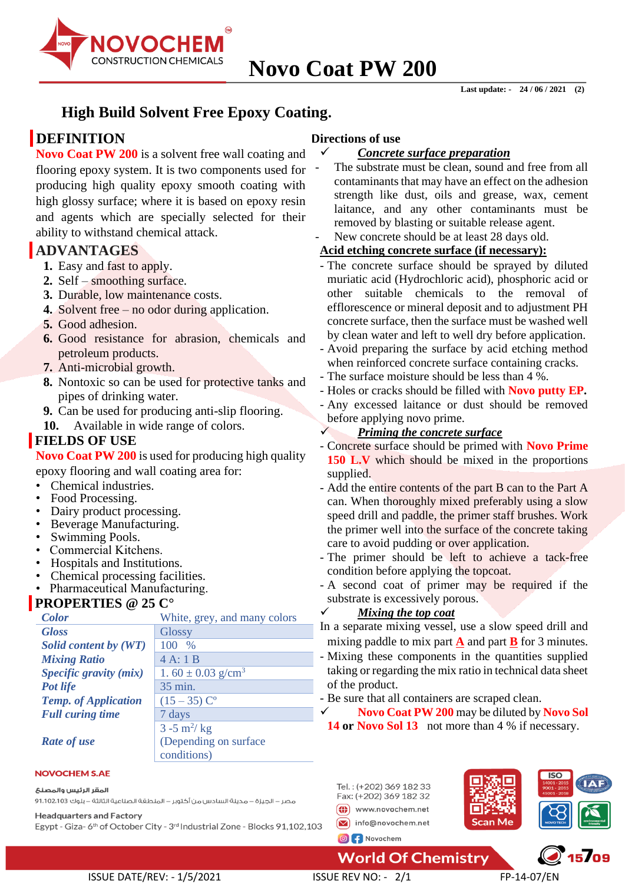# Novo Coat PW 200

Last update: - 24 / 06 / 2021 (2)

## High Build Solvent Free Epoxy Coating.

## DEFINITION

**Novo Coat PW 200** is a solvent free wall coating and flooring epoxy system. It is two components used for producing high quality epoxy smooth coating with high glossy surface; where it is based on epoxy resin and agents which are specially selected for their ability to withstand chemical attack.

## ADVANTAGES

1. Easy and fast to apply.
2. Self – smoothing surface.
3. Durable, low maintenance costs.
4. Solvent free – no odor during application.
5. Good adhesion.
6. Good resistance for abrasion, chemicals and petroleum products.
7. Anti-microbial growth.
8. Nontoxic so can be used for protective tanks and pipes of drinking water.
9. Can be used for producing anti-slip flooring.
10. Available in wide range of colors.

## FIELDS OF USE

**Novo Coat PW 200** is used for producing high quality epoxy flooring and wall coating area for:

- Chemical industries.
- Food Processing.
- Dairy product processing.
- Beverage Manufacturing.
- Swimming Pools.
- Commercial Kitchens.
- Hospitals and Institutions.
- Chemical processing facilities.
- Pharmaceutical Manufacturing.

## PROPERTIES @ 25 C°

| Property | Value |
|---|---|
| *Color* | White, grey, and many colors |
| *Gloss* | Glossy |
| *Solid content by (WT)* | 100 % |
| *Mixing Ratio* | 4 A: 1 B |
| *Specific gravity (mix)* | 1. 60 ± 0.03 g/cm$^3$ |
| *Pot life* | 35 min. |
| *Temp. of Application* | (15 – 35) C° |
| *Full curing time* | 7 days |
| *Rate of use* | 3 -5 m$^2$/ kg (Depending on surface conditions) |

## Directions of use

✓ ***Concrete surface preparation***

- The substrate must be clean, sound and free from all contaminants that may have an effect on the adhesion strength like dust, oils and grease, wax, cement laitance, and any other contaminants must be removed by blasting or suitable release agent.
- New concrete should be at least 28 days old.

**Acid etching concrete surface (if necessary):**

- The concrete surface should be sprayed by diluted muriatic acid (Hydrochloric acid), phosphoric acid or other suitable chemicals to the removal of efflorescence or mineral deposit and to adjustment PH concrete surface, then the surface must be washed well by clean water and left to well dry before application.
- Avoid preparing the surface by acid etching method when reinforced concrete surface containing cracks.
- The surface moisture should be less than 4 %.
- Holes or cracks should be filled with **Novo putty EP.**
- Any excessed laitance or dust should be removed before applying novo prime.

✓ ***Priming the concrete surface***

- Concrete surface should be primed with **Novo Prime 150 L.V** which should be mixed in the proportions supplied.
- Add the entire contents of the part B can to the Part A can. When thoroughly mixed preferably using a slow speed drill and paddle, the primer staff brushes. Work the primer well into the surface of the concrete taking care to avoid pudding or over application.
- The primer should be left to achieve a tack-free condition before applying the topcoat.
- A second coat of primer may be required if the substrate is excessively porous.

✓ ***Mixing the top coat***

In a separate mixing vessel, use a slow speed drill and mixing paddle to mix part **A** and part **B** for 3 minutes.

- Mixing these components in the quantities supplied taking or regarding the mix ratio in technical data sheet of the product.
- Be sure that all containers are scraped clean.

✓ **Novo Coat PW 200** may be diluted by **Novo Sol 14** or **Novo Sol 13** not more than 4 % if necessary.

NOVOCHEM S.AE

المقر الرئيس والمصنع

مصر – الجيزة – مدينة السادس من أكتوبر – المنطقة الصناعية الثالثة – بلوك 91.102.103

Headquarters and Factory

Egypt - Giza- 6th of October City - 3rd Industrial Zone - Blocks 91,102,103

Tel. : (+202) 369 182 33
Fax: (+202) 369 182 32
www.novochem.net
info@novochem.net
Novochem

Scan Me

World Of Chemistry

ISSUE DATE/REV: - 1/5/2021 | ISSUE REV NO: - 2/1 | FP-14-07/EN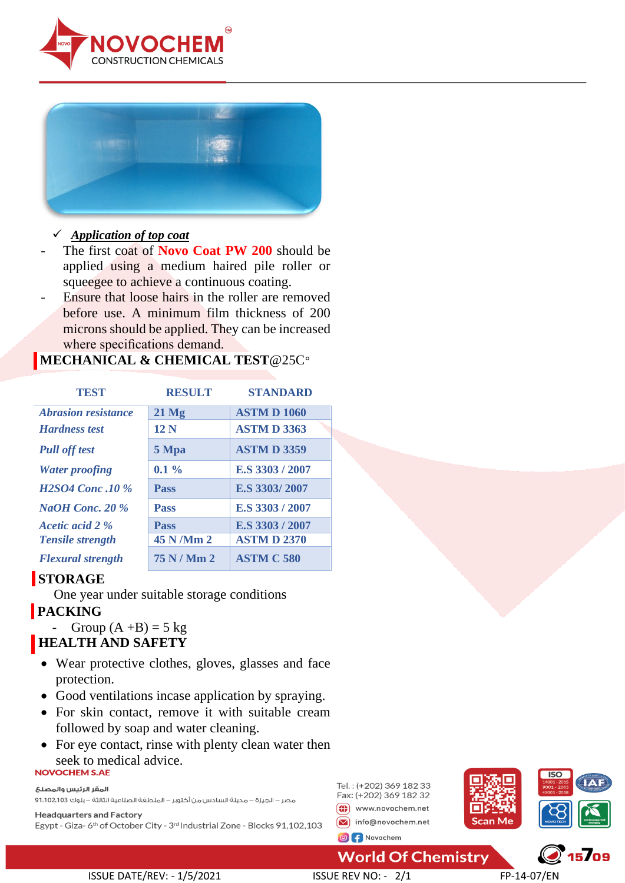- ✓ ***Application of top coat***

- The first coat of **Novo Coat PW 200** should be applied using a medium haired pile roller or squeegee to achieve a continuous coating.
- Ensure that loose hairs in the roller are removed before use. A minimum film thickness of 200 microns should be applied. They can be increased where specifications demand.

## MECHANICAL & CHEMICAL TEST@25C°

| TEST | RESULT | STANDARD |
|---|---|---|
| *Abrasion resistance* | 21 Mg | ASTM D 1060 |
| *Hardness test* | 12 N | ASTM D 3363 |
| *Pull off test* | 5 Mpa | ASTM D 3359 |
| *Water proofing* | 0.1 % | E.S 3303 / 2007 |
| *H2SO4 Conc .10 %* | Pass | E.S 3303/ 2007 |
| *NaOH Conc. 20 %* | Pass | E.S 3303 / 2007 |
| *Acetic acid 2 %* | Pass | E.S 3303 / 2007 |
| *Tensile strength* | 45 N /Mm 2 | ASTM D 2370 |
| *Flexural strength* | 75 N / Mm 2 | ASTM C 580 |

## STORAGE

One year under suitable storage conditions

## PACKING

- Group (A +B) = 5 kg

## HEALTH AND SAFETY

- Wear protective clothes, gloves, glasses and face protection.
- Good ventilations incase application by spraying.
- For skin contact, remove it with suitable cream followed by soap and water cleaning.
- For eye contact, rinse with plenty clean water then seek to medical advice.

**NOVOCHEM S.AE**

المقر الرئيس والمصنع

مصر – الجيزة – مدينة السادس من أكتوبر – المنطقة الصناعية الثالثة – بلوك 91.102.103

Headquarters and Factory

Egypt - Giza- 6th of October City - 3rd Industrial Zone - Blocks 91,102,103

Tel. : (+202) 369 182 33

Fax: (+202) 369 182 32

www.novochem.net

info@novochem.net

Novochem

Scan Me

World Of Chemistry

ISSUE DATE/REV: - 1/5/2021 | ISSUE REV NO: - 2/1 | FP-14-07/EN